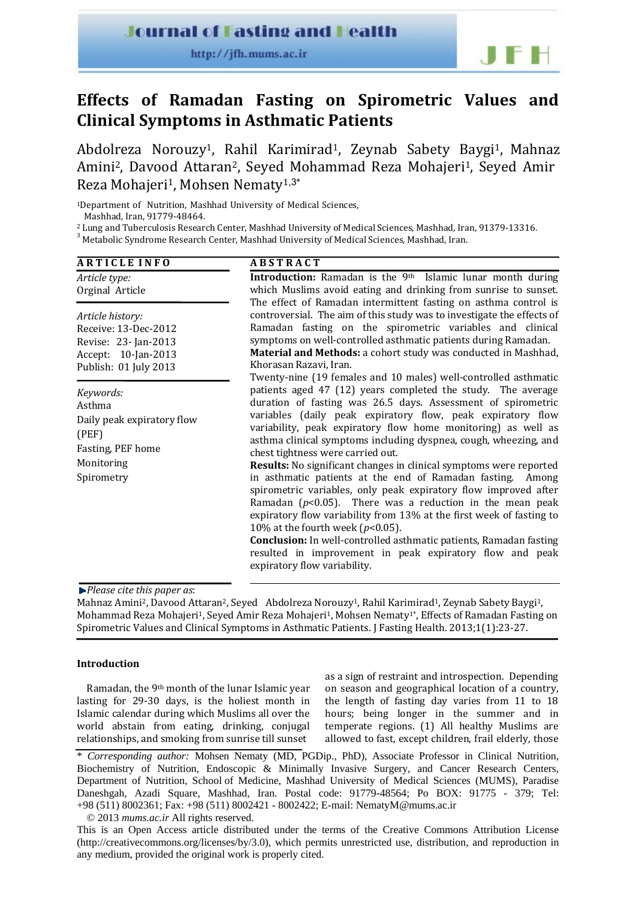# Effects of Ramadan Fasting on Spirometric Values and Clinical Symptoms in Asthmatic Patients

Abdolreza Norouzy[1], Rahil Karimirad[1], Zeynab Sabety Baygi[1], Mahnaz Amini[2], Davood Attaran[2], Seyed Mohammad Reza Mohajeri[1], Seyed Amir Reza Mohajeri[1], Mohsen Nematy[1,3]*

[1]Department of Nutrition, Mashhad University of Medical Sciences, Mashhad, Iran, 91779-48464.

[2] Lung and Tuberculosis Research Center, Mashhad University of Medical Sciences, Mashhad, Iran, 91379-13316.

[3] Metabolic Syndrome Research Center, Mashhad University of Medical Sciences, Mashhad, Iran.

**ARTICLE INFO**

*Article type:*
Orginal Article

*Article history:*
Receive: 13-Dec-2012
Revise: 23- Jan-2013
Accept: 10-Jan-2013
Publish: 01 July 2013

*Keywords:*
Asthma
Daily peak expiratory flow (PEF)
Fasting, PEF home Monitoring
Spirometry

**ABSTRACT**

**Introduction:** Ramadan is the 9th Islamic lunar month during which Muslims avoid eating and drinking from sunrise to sunset. The effect of Ramadan intermittent fasting on asthma control is controversial. The aim of this study was to investigate the effects of Ramadan fasting on the spirometric variables and clinical symptoms on well-controlled asthmatic patients during Ramadan.

**Material and Methods:** a cohort study was conducted in Mashhad, Khorasan Razavi, Iran.

Twenty-nine (19 females and 10 males) well-controlled asthmatic patients aged 47 (12) years completed the study. The average duration of fasting was 26.5 days. Assessment of spirometric variables (daily peak expiratory flow, peak expiratory flow variability, peak expiratory flow home monitoring) as well as asthma clinical symptoms including dyspnea, cough, wheezing, and chest tightness were carried out.

**Results:** No significant changes in clinical symptoms were reported in asthmatic patients at the end of Ramadan fasting. Among spirometric variables, only peak expiratory flow improved after Ramadan ($p$<0.05). There was a reduction in the mean peak expiratory flow variability from 13% at the first week of fasting to 10% at the fourth week ($p$<0.05).

**Conclusion:** In well-controlled asthmatic patients, Ramadan fasting resulted in improvement in peak expiratory flow and peak expiratory flow variability.

*Please cite this paper as*:
Mahnaz Amini[2], Davood Attaran[2], Seyed Abdolreza Norouzy[1], Rahil Karimirad[1], Zeynab Sabety Baygi[1], Mohammad Reza Mohajeri[1], Seyed Amir Reza Mohajeri[1], Mohsen Nematy[1*], Effects of Ramadan Fasting on Spirometric Values and Clinical Symptoms in Asthmatic Patients. J Fasting Health. 2013;1(1):23-27.

## Introduction

Ramadan, the 9th month of the lunar Islamic year lasting for 29-30 days, is the holiest month in Islamic calendar during which Muslims all over the world abstain from eating, drinking, conjugal relationships, and smoking from sunrise till sunset as a sign of restraint and introspection. Depending on season and geographical location of a country, the length of fasting day varies from 11 to 18 hours; being longer in the summer and in temperate regions. (1) All healthy Muslims are allowed to fast, except children, frail elderly, those

\* *Corresponding author:* Mohsen Nematy (MD, PGDip., PhD), Associate Professor in Clinical Nutrition, Biochemistry of Nutrition, Endoscopic & Minimally Invasive Surgery, and Cancer Research Centers, Department of Nutrition, School of Medicine, Mashhad University of Medical Sciences (MUMS), Paradise Daneshgah, Azadi Square, Mashhad, Iran. Postal code: 91779-48564; Po BOX: 91775 - 379; Tel: +98 (511) 8002361; Fax: +98 (511) 8002421 - 8002422; E-mail: NematyM@mums.ac.ir

© 2013 *mums.ac.ir* All rights reserved.

This is an Open Access article distributed under the terms of the Creative Commons Attribution License (http://creativecommons.org/licenses/by/3.0), which permits unrestricted use, distribution, and reproduction in any medium, provided the original work is properly cited.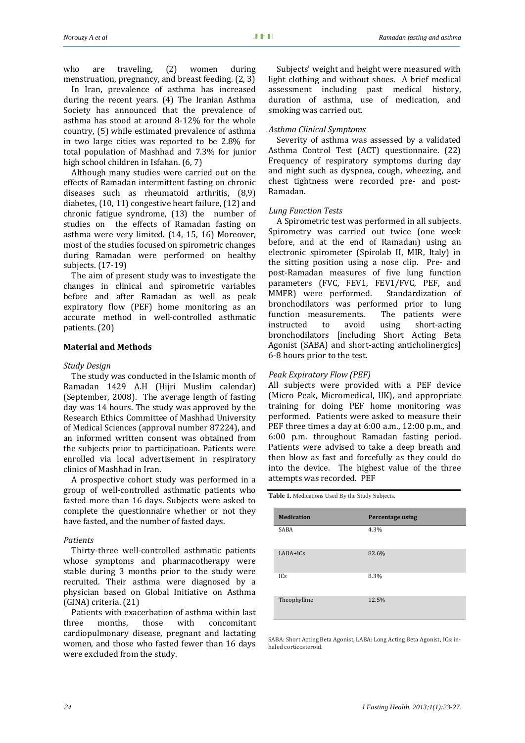who are traveling, (2) women during menstruation, pregnancy, and breast feeding. (2, 3)

In Iran, prevalence of asthma has increased during the recent years. (4) The Iranian Asthma Society has announced that the prevalence of asthma has stood at around 8-12% for the whole country, (5) while estimated prevalence of asthma in two large cities was reported to be 2.8% for total population of Mashhad and 7.3% for junior high school children in Isfahan. (6, 7)

Although many studies were carried out on the effects of Ramadan intermittent fasting on chronic diseases such as rheumatoid arthritis, (8,9) diabetes, (10, 11) congestive heart failure, (12) and chronic fatigue syndrome, (13) the number of studies on the effects of Ramadan fasting on asthma were very limited. (14, 15, 16) Moreover, most of the studies focused on spirometric changes during Ramadan were performed on healthy subjects. (17-19)

The aim of present study was to investigate the changes in clinical and spirometric variables before and after Ramadan as well as peak expiratory flow (PEF) home monitoring as an accurate method in well-controlled asthmatic patients. (20)

## Material and Methods

### *Study Design*

The study was conducted in the Islamic month of Ramadan 1429 A.H (Hijri Muslim calendar) (September, 2008). The average length of fasting day was 14 hours. The study was approved by the Research Ethics Committee of Mashhad University of Medical Sciences (approval number 87224), and an informed written consent was obtained from the subjects prior to participatioan. Patients were enrolled via local advertisement in respiratory clinics of Mashhad in Iran.

A prospective cohort study was performed in a group of well-controlled asthmatic patients who fasted more than 16 days. Subjects were asked to complete the questionnaire whether or not they have fasted, and the number of fasted days.

### *Patients*

Thirty-three well-controlled asthmatic patients whose symptoms and pharmacotherapy were stable during 3 months prior to the study were recruited. Their asthma were diagnosed by a physician based on Global Initiative on Asthma (GINA) criteria. (21)

Patients with exacerbation of asthma within last three months, those with concomitant cardiopulmonary disease, pregnant and lactating women, and those who fasted fewer than 16 days were excluded from the study.

Subjects' weight and height were measured with light clothing and without shoes. A brief medical assessment including past medical history, duration of asthma, use of medication, and smoking was carried out.

### *Asthma Clinical Symptoms*

Severity of asthma was assessed by a validated Asthma Control Test (ACT) questionnaire. (22) Frequency of respiratory symptoms during day and night such as dyspnea, cough, wheezing, and chest tightness were recorded pre- and post-Ramadan.

### *Lung Function Tests*

A Spirometric test was performed in all subjects. Spirometry was carried out twice (one week before, and at the end of Ramadan) using an electronic spirometer (Spirolab II, MIR, Italy) in the sitting position using a nose clip. Pre- and post-Ramadan measures of five lung function parameters (FVC, FEV1, FEV1/FVC, PEF, and MMFR) were performed. Standardization of bronchodilators was performed prior to lung function measurements. The patients were instructed to avoid using short-acting bronchodilators [including Short Acting Beta Agonist (SABA) and short-acting anticholinergics] 6-8 hours prior to the test.

### *Peak Expiratory Flow (PEF)*

All subjects were provided with a PEF device (Micro Peak, Micromedical, UK), and appropriate training for doing PEF home monitoring was performed. Patients were asked to measure their PEF three times a day at 6:00 a.m., 12:00 p.m., and 6:00 p.m. throughout Ramadan fasting period. Patients were advised to take a deep breath and then blow as fast and forcefully as they could do into the device. The highest value of the three attempts was recorded. PEF

**Table 1.** Medications Used By the Study Subjects.

| Medication | Percentage using |
| --- | --- |
| SABA | 4.3% |
| LABA+ICs | 82.6% |
| ICs | 8.3% |
| Theophylline | 12.5% |

SABA: Short Acting Beta Agonist, LABA: Long Acting Beta Agonist, ICs: inhaled corticosteroid.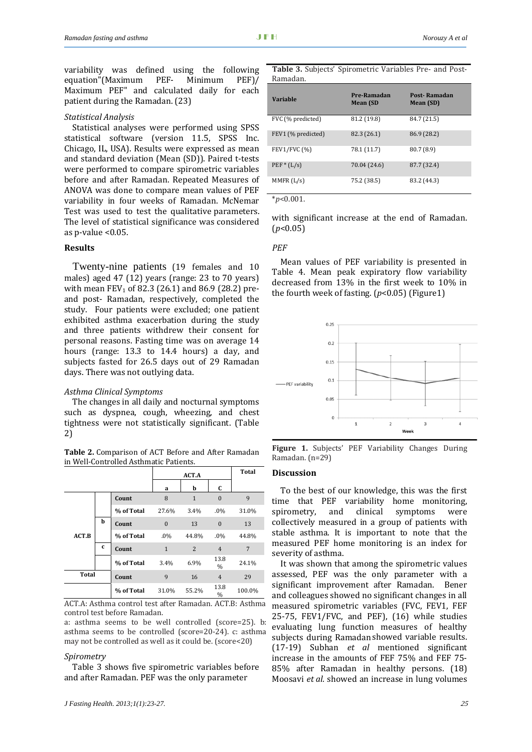variability was defined using the following equation"(Maximum PEF- Minimum PEF)/ Maximum PEF" and calculated daily for each patient during the Ramadan. (23)

### *Statistical Analysis*

Statistical analyses were performed using SPSS statistical software (version 11.5, SPSS Inc. Chicago, IL, USA). Results were expressed as mean and standard deviation (Mean (SD)). Paired t-tests were performed to compare spirometric variables before and after Ramadan. Repeated Measures of ANOVA was done to compare mean values of PEF variability in four weeks of Ramadan. McNemar Test was used to test the qualitative parameters. The level of statistical significance was considered as p-value <0.05.

## Results

Twenty-nine patients (19 females and 10 males) aged 47 (12) years (range: 23 to 70 years) with mean $FEV_1$ of 82.3 (26.1) and 86.9 (28.2) pre- and post- Ramadan, respectively, completed the study. Four patients were excluded; one patient exhibited asthma exacerbation during the study and three patients withdrew their consent for personal reasons. Fasting time was on average 14 hours (range: 13.3 to 14.4 hours) a day, and subjects fasted for 26.5 days out of 29 Ramadan days. There was not outlying data.

### *Asthma Clinical Symptoms*

The changes in all daily and nocturnal symptoms such as dyspnea, cough, wheezing, and chest tightness were not statistically significant. (Table 2)

**Table 2.** Comparison of ACT Before and After Ramadan in Well-Controlled Asthmatic Patients.

| | | | ACT.A | | | Total |
|---|---|---|---|---|---|---|
| | | | a | b | c | |
| ACT.B | a | Count | 8 | 1 | 0 | 9 |
| | | % of Total | 27.6% | 3.4% | .0% | 31.0% |
| | b | Count | 0 | 13 | 0 | 13 |
| | | % of Total | .0% | 44.8% | .0% | 44.8% |
| | c | Count | 1 | 2 | 4 | 7 |
| | | % of Total | 3.4% | 6.9% | 13.8 % | 24.1% |
| Total | | Count | 9 | 16 | 4 | 29 |
| | | % of Total | 31.0% | 55.2% | 13.8 % | 100.0% |

ACT.A: Asthma control test after Ramadan. ACT.B: Asthma control test before Ramadan.

a: asthma seems to be well controlled (score=25). b: asthma seems to be controlled (score=20-24). c: asthma may not be controlled as well as it could be. (score<20)

### *Spirometry*

Table 3 shows five spirometric variables before and after Ramadan. PEF was the only parameter with significant increase at the end of Ramadan. ($p$<0.05)

**Table 3.** Subjects' Spirometric Variables Pre- and Post-Ramadan.

| Variable | Pre-Ramadan Mean (SD | Post- Ramadan Mean (SD) |
|---|---|---|
| FVC (% predicted) | 81.2 (19.8) | 84.7 (21.5) |
| FEV1 (% predicted) | 82.3 (26.1) | 86.9 (28.2) |
| FEV1/FVC (%) | 78.1 (11.7) | 80.7 (8.9) |
| PEF * (L/s) | 70.04 (24.6) | 87.7 (32.4) |
| MMFR (L/s) | 75.2 (38.5) | 83.2 (44.3) |

*$p$<0.001.

### *PEF*

Mean values of PEF variability is presented in Table 4. Mean peak expiratory flow variability decreased from 13% in the first week to 10% in the fourth week of fasting. ($p$<0.05) (Figure1)

**Figure 1.** Subjects' PEF Variability Changes During Ramadan. (n=29)

## Discussion

To the best of our knowledge, this was the first time that PEF variability home monitoring, spirometry, and clinical symptoms were collectively measured in a group of patients with stable asthma. It is important to note that the measured PEF home monitoring is an index for severity of asthma.

It was shown that among the spirometric values assessed, PEF was the only parameter with a significant improvement after Ramadan. Bener and colleagues showed no significant changes in all measured spirometric variables (FVC, FEV1, FEF 25-75, FEV1/FVC, and PEF), (16) while studies evaluating lung function measures of healthy subjects during Ramadan showed variable results. (17-19) Subhan *et al* mentioned significant increase in the amounts of FEF 75% and FEF 75-85% after Ramadan in healthy persons. (18) Moosavi *et al.* showed an increase in lung volumes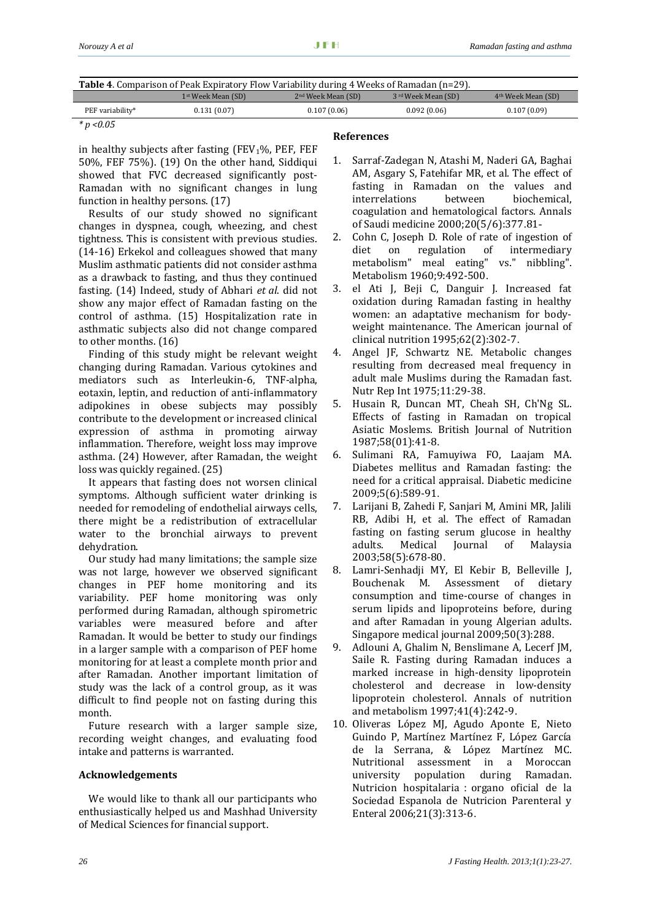**Table 4**. Comparison of Peak Expiratory Flow Variability during 4 Weeks of Ramadan (n=29).

| | 1st Week Mean (SD) | 2nd Week Mean (SD) | 3rd Week Mean (SD) | 4th Week Mean (SD) |
|---|---|---|---|---|
| PEF variability* | 0.131 (0.07) | 0.107 (0.06) | 0.092 (0.06) | 0.107 (0.09) |

*$p < 0.05$*

in healthy subjects after fasting ($FEV_1$%, PEF, FEF 50%, FEF 75%). (19) On the other hand, Siddiqui showed that FVC decreased significantly post-Ramadan with no significant changes in lung function in healthy persons. (17)

Results of our study showed no significant changes in dyspnea, cough, wheezing, and chest tightness. This is consistent with previous studies. (14-16) Erkekol and colleagues showed that many Muslim asthmatic patients did not consider asthma as a drawback to fasting, and thus they continued fasting. (14) Indeed, study of Abhari *et al*. did not show any major effect of Ramadan fasting on the control of asthma. (15) Hospitalization rate in asthmatic subjects also did not change compared to other months. (16)

Finding of this study might be relevant weight changing during Ramadan. Various cytokines and mediators such as Interleukin-6, TNF-alpha, eotaxin, leptin, and reduction of anti-inflammatory adipokines in obese subjects may possibly contribute to the development or increased clinical expression of asthma in promoting airway inflammation. Therefore, weight loss may improve asthma. (24) However, after Ramadan, the weight loss was quickly regained. (25)

It appears that fasting does not worsen clinical symptoms. Although sufficient water drinking is needed for remodeling of endothelial airways cells, there might be a redistribution of extracellular water to the bronchial airways to prevent dehydration.

Our study had many limitations; the sample size was not large, however we observed significant changes in PEF home monitoring and its variability. PEF home monitoring was only performed during Ramadan, although spirometric variables were measured before and after Ramadan. It would be better to study our findings in a larger sample with a comparison of PEF home monitoring for at least a complete month prior and after Ramadan. Another important limitation of study was the lack of a control group, as it was difficult to find people not on fasting during this month.

Future research with a larger sample size, recording weight changes, and evaluating food intake and patterns is warranted.

## Acknowledgements

We would like to thank all our participants who enthusiastically helped us and Mashhad University of Medical Sciences for financial support.

## References

1. Sarraf-Zadegan N, Atashi M, Naderi GA, Baghai AM, Asgary S, Fatehifar MR, et al. The effect of fasting in Ramadan on the values and interrelations between biochemical, coagulation and hematological factors. Annals of Saudi medicine 2000;20(5/6):377.81-
2. Cohn C, Joseph D. Role of rate of ingestion of diet on regulation of intermediary metabolism" meal eating" vs." nibbling". Metabolism 1960;9:492-500.
3. el Ati J, Beji C, Danguir J. Increased fat oxidation during Ramadan fasting in healthy women: an adaptative mechanism for body-weight maintenance. The American journal of clinical nutrition 1995;62(2):302-7.
4. Angel JF, Schwartz NE. Metabolic changes resulting from decreased meal frequency in adult male Muslims during the Ramadan fast. Nutr Rep Int 1975;11:29-38.
5. Husain R, Duncan MT, Cheah SH, Ch'Ng SL. Effects of fasting in Ramadan on tropical Asiatic Moslems. British Journal of Nutrition 1987;58(01):41-8.
6. Sulimani RA, Famuyiwa FO, Laajam MA. Diabetes mellitus and Ramadan fasting: the need for a critical appraisal. Diabetic medicine 2009;5(6):589-91.
7. Larijani B, Zahedi F, Sanjari M, Amini MR, Jalili RB, Adibi H, et al. The effect of Ramadan fasting on fasting serum glucose in healthy adults. Medical Journal of Malaysia 2003;58(5):678-80.
8. Lamri-Senhadji MY, El Kebir B, Belleville J, Bouchenak M. Assessment of dietary consumption and time-course of changes in serum lipids and lipoproteins before, during and after Ramadan in young Algerian adults. Singapore medical journal 2009;50(3):288.
9. Adlouni A, Ghalim N, Benslimane A, Lecerf JM, Saile R. Fasting during Ramadan induces a marked increase in high-density lipoprotein cholesterol and decrease in low-density lipoprotein cholesterol. Annals of nutrition and metabolism 1997;41(4):242-9.
10. Oliveras López MJ, Agudo Aponte E, Nieto Guindo P, Martínez Martínez F, López García de la Serrana, & López Martínez MC. Nutritional assessment in a Moroccan university population during Ramadan. Nutricion hospitalaria : organo oficial de la Sociedad Espanola de Nutricion Parenteral y Enteral 2006;21(3):313-6.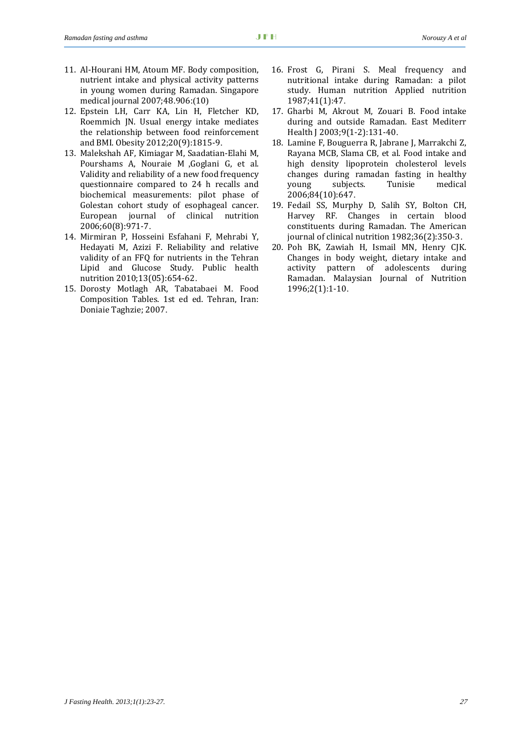11. Al-Hourani HM, Atoum MF. Body composition, nutrient intake and physical activity patterns in young women during Ramadan. Singapore medical journal 2007;48.906:(10)
12. Epstein LH, Carr KA, Lin H, Fletcher KD, Roemmich JN. Usual energy intake mediates the relationship between food reinforcement and BMI. Obesity 2012;20(9):1815-9.
13. Malekshah AF, Kimiagar M, Saadatian-Elahi M, Pourshams A, Nouraie M ,Goglani G, et al. Validity and reliability of a new food frequency questionnaire compared to 24 h recalls and biochemical measurements: pilot phase of Golestan cohort study of esophageal cancer. European journal of clinical nutrition 2006;60(8):971-7.
14. Mirmiran P, Hosseini Esfahani F, Mehrabi Y, Hedayati M, Azizi F. Reliability and relative validity of an FFQ for nutrients in the Tehran Lipid and Glucose Study. Public health nutrition 2010;13(05):654-62.
15. Dorosty Motlagh AR, Tabatabaei M. Food Composition Tables. 1st ed ed. Tehran, Iran: Doniaie Taghzie; 2007.
16. Frost G, Pirani S. Meal frequency and nutritional intake during Ramadan: a pilot study. Human nutrition Applied nutrition 1987;41(1):47.
17. Gharbi M, Akrout M, Zouari B. Food intake during and outside Ramadan. East Mediterr Health J 2003;9(1-2):131-40.
18. Lamine F, Bouguerra R, Jabrane J, Marrakchi Z, Rayana MCB, Slama CB, et al. Food intake and high density lipoprotein cholesterol levels changes during ramadan fasting in healthy young subjects. Tunisie medical 2006;84(10):647.
19. Fedail SS, Murphy D, Salih SY, Bolton CH, Harvey RF. Changes in certain blood constituents during Ramadan. The American journal of clinical nutrition 1982;36(2):350-3.
20. Poh BK, Zawiah H, Ismail MN, Henry CJK. Changes in body weight, dietary intake and activity pattern of adolescents during Ramadan. Malaysian Journal of Nutrition 1996;2(1):1-10.